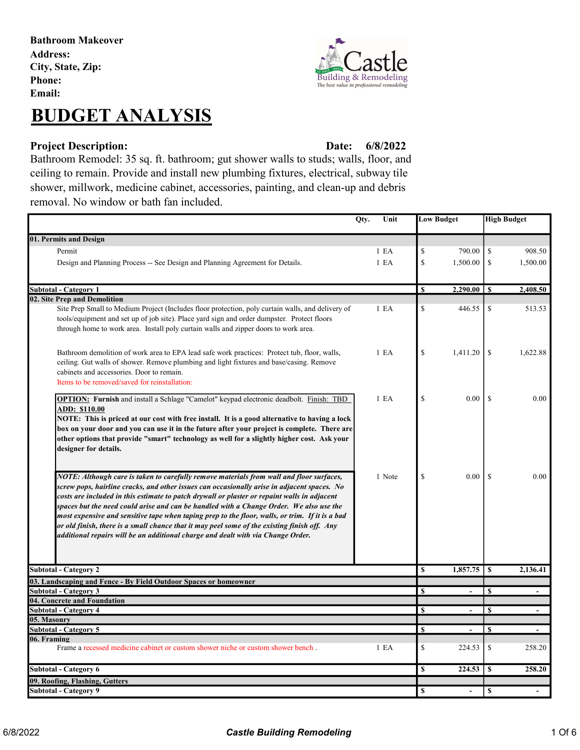**Bathroom Makeover**
**Address:**
**City, State, Zip:**
**Phone:**
**Email:**

Castle Building & Remodeling
*The best value in professional remodeling*

# BUDGET ANALYSIS

**Project Description:** **Date: 6/8/2022**

Bathroom Remodel: 35 sq. ft. bathroom; gut shower walls to studs; walls, floor, and ceiling to remain. Provide and install new plumbing fixtures, electrical, subway tile shower, millwork, medicine cabinet, accessories, painting, and clean-up and debris removal. No window or bath fan included.

| | Qty. | Unit | Low Budget | High Budget |
|---|---|---|---|---|
| **01. Permits and Design** | | | | |
| Permit | 1 | EA | $ 790.00 | $ 908.50 |
| Design and Planning Process -- See Design and Planning Agreement for Details. | 1 | EA | $ 1,500.00 | $ 1,500.00 |
| **Subtotal - Category 1** | | | **$ 2,290.00** | **$ 2,408.50** |
| **02. Site Prep and Demolition** | | | | |
| Site Prep Small to Medium Project (Includes floor protection, poly curtain walls, and delivery of tools/equipment and set up of job site). Place yard sign and order dumpster. Protect floors through home to work area. Install poly curtain walls and zipper doors to work area. | 1 | EA | $ 446.55 | $ 513.53 |
| Bathroom demolition of work area to EPA lead safe work practices: Protect tub, floor, walls, ceiling. Gut walls of shower. Remove plumbing and light fixtures and base/casing. Remove cabinets and accessories. Door to remain. Items to be removed/saved for reinstallation: | 1 | EA | $ 1,411.20 | $ 1,622.88 |
| **OPTION: Furnish** and install a Schlage "Camelot" keypad electronic deadbolt. Finish: TBD **ADD: $110.00** **NOTE: This is priced at our cost with free install. It is a good alternative to having a lock box on your door and you can use it in the future after your project is complete. There are other options that provide "smart" technology as well for a slightly higher cost. Ask your designer for details.** | 1 | EA | $ 0.00 | $ 0.00 |
| ***NOTE: Although care is taken to carefully remove materials from wall and floor surfaces, screw pops, hairline cracks, and other issues can occasionally arise in adjacent spaces. No costs are included in this estimate to patch drywall or plaster or repaint walls in adjacent spaces but the need could arise and can be handled with a Change Order. We also use the most expensive and sensitive tape when taping prep to the floor, walls, or trim. If it is a bad or old finish, there is a small chance that it may peel some of the existing finish off. Any additional repairs will be an additional charge and dealt with via Change Order.*** | 1 | Note | $ 0.00 | $ 0.00 |
| **Subtotal - Category 2** | | | **$ 1,857.75** | **$ 2,136.41** |
| **03. Landscaping and Fence - By Field Outdoor Spaces or homeowner** | | | | |
| **Subtotal - Category 3** | | | **$ -** | **$ -** |
| **04. Concrete and Foundation** | | | | |
| **Subtotal - Category 4** | | | **$ -** | **$ -** |
| **05. Masonry** | | | | |
| **Subtotal - Category 5** | | | **$ -** | **$ -** |
| **06. Framing** | | | | |
| Frame a recessed medicine cabinet or custom shower niche or custom shower bench . | 1 | EA | $ 224.53 | $ 258.20 |
| **Subtotal - Category 6** | | | **$ 224.53** | **$ 258.20** |
| **09. Roofing, Flashing, Gutters** | | | | |
| **Subtotal - Category 9** | | | **$ -** | **$ -** |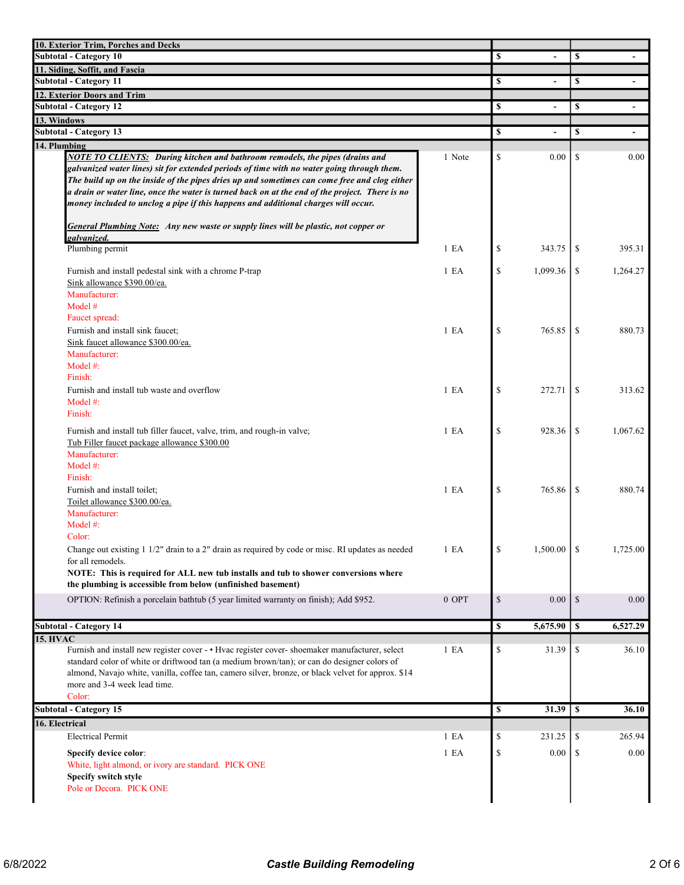| Description | Qty | Cost | Price |
|---|---|---|---|
| **10. Exterior Trim, Porches and Decks** | | | |
| **Subtotal - Category 10** | | **$ -** | **$ -** |
| **11. Siding, Soffit, and Fascia** | | | |
| **Subtotal - Category 11** | | **$ -** | **$ -** |
| **12. Exterior Doors and Trim** | | | |
| **Subtotal - Category 12** | | **$ -** | **$ -** |
| **13. Windows** | | | |
| **Subtotal - Category 13** | | **$ -** | **$ -** |
| **14. Plumbing** | | | |
| ***NOTE TO CLIENTS:** During kitchen and bathroom remodels, the pipes (drains and galvanized water lines) sit for extended periods of time with no water going through them. The build up on the inside of the pipes dries up and sometimes can come free and clog either a drain or water line, once the water is turned back on at the end of the project. There is no money included to unclog a pipe if this happens and additional charges will occur.*<br><br>***General Plumbing Note:** Any new waste or supply lines will be plastic, not copper or galvanized.* | 1 Note | $ 0.00 | $ 0.00 |
| Plumbing permit | 1 EA | $ 343.75 | $ 395.31 |
| Furnish and install pedestal sink with a chrome P-trap<br>Sink allowance $390.00/ea.<br>Manufacturer:<br>Model #<br>Faucet spread: | 1 EA | $ 1,099.36 | $ 1,264.27 |
| Furnish and install sink faucet;<br>Sink faucet allowance $300.00/ea.<br>Manufacturer:<br>Model #:<br>Finish: | 1 EA | $ 765.85 | $ 880.73 |
| Furnish and install tub waste and overflow<br>Model #:<br>Finish: | 1 EA | $ 272.71 | $ 313.62 |
| Furnish and install tub filler faucet, valve, trim, and rough-in valve;<br>Tub Filler faucet package allowance $300.00<br>Manufacturer:<br>Model #:<br>Finish: | 1 EA | $ 928.36 | $ 1,067.62 |
| Furnish and install toilet;<br>Toilet allowance $300.00/ea.<br>Manufacturer:<br>Model #:<br>Color: | 1 EA | $ 765.86 | $ 880.74 |
| Change out existing 1 1/2" drain to a 2" drain as required by code or misc. RI updates as needed for all remodels.<br>**NOTE: This is required for ALL new tub installs and tub to shower conversions where the plumbing is accessible from below (unfinished basement)** | 1 EA | $ 1,500.00 | $ 1,725.00 |
| OPTION: Refinish a porcelain bathtub (5 year limited warranty on finish); Add $952. | 0 OPT | $ 0.00 | $ 0.00 |
| **Subtotal - Category 14** | | **$ 5,675.90** | **$ 6,527.29** |
| **15. HVAC** | | | |
| Furnish and install new register cover - • Hvac register cover- shoemaker manufacturer, select standard color of white or driftwood tan (a medium brown/tan); or can do designer colors of almond, Navajo white, vanilla, coffee tan, camero silver, bronze, or black velvet for approx. $14 more and 3-4 week lead time.<br>Color: | 1 EA | $ 31.39 | $ 36.10 |
| **Subtotal - Category 15** | | **$ 31.39** | **$ 36.10** |
| **16. Electrical** | | | |
| Electrical Permit | 1 EA | $ 231.25 | $ 265.94 |
| **Specify device color**:<br>White, light almond, or ivory are standard. PICK ONE<br>**Specify switch style**<br>Pole or Decora. PICK ONE | 1 EA | $ 0.00 | $ 0.00 |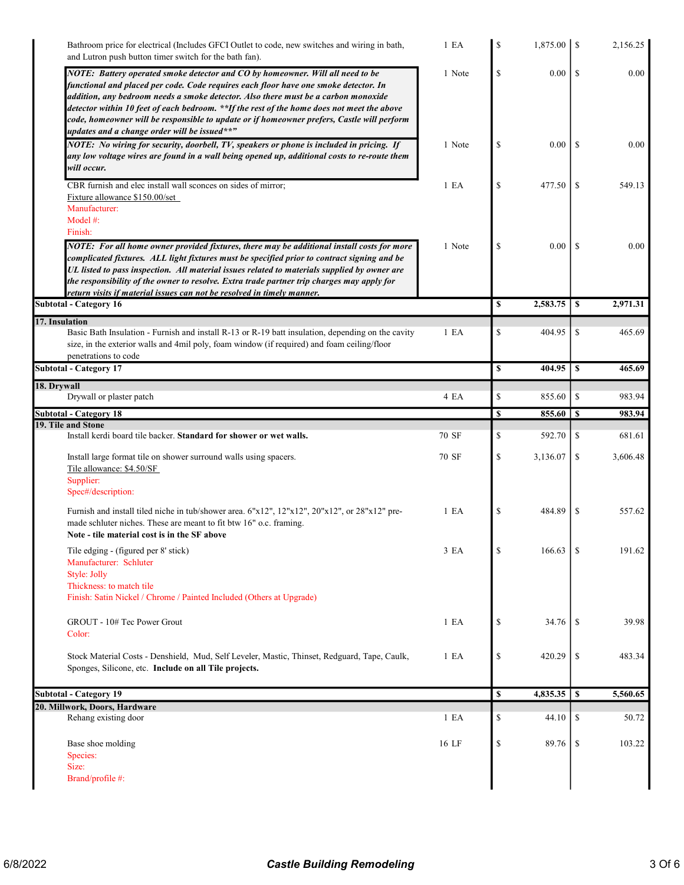| Description | Qty | Unit | Cost | Price |
|---|---|---|---|---|
| Bathroom price for electrical (Includes GFCI Outlet to code, new switches and wiring in bath, and Lutron push button timer switch for the bath fan). | 1 | EA | $ 1,875.00 | $ 2,156.25 |
| ***NOTE: Battery operated smoke detector and CO by homeowner. Will all need to be functional and placed per code. Code requires each floor have one smoke detector. In addition, any bedroom needs a smoke detector. Also there must be a carbon monoxide detector within 10 feet of each bedroom. **If the rest of the home does not meet the above code, homeowner will be responsible to update or if homeowner prefers, Castle will perform updates and a change order will be issued**"*** | 1 | Note | $ 0.00 | $ 0.00 |
| ***NOTE: No wiring for security, doorbell, TV, speakers or phone is included in pricing. If any low voltage wires are found in a wall being opened up, additional costs to re-route them will occur.*** | 1 | Note | $ 0.00 | $ 0.00 |
| CBR furnish and elec install wall sconces on sides of mirror; Fixture allowance $150.00/set<br>Manufacturer:<br>Model #:<br>Finish: | 1 | EA | $ 477.50 | $ 549.13 |
| ***NOTE: For all home owner provided fixtures, there may be additional install costs for more complicated fixtures. ALL light fixtures must be specified prior to contract signing and be UL listed to pass inspection. All material issues related to materials supplied by owner are the responsibility of the owner to resolve. Extra trade partner trip charges may apply for return visits if material issues can not be resolved in timely manner.*** | 1 | Note | $ 0.00 | $ 0.00 |
| **Subtotal - Category 16** | | | **$ 2,583.75** | **$ 2,971.31** |
| **17. Insulation** | | | | |
| Basic Bath Insulation - Furnish and install R-13 or R-19 batt insulation, depending on the cavity size, in the exterior walls and 4mil poly, foam window (if required) and foam ceiling/floor penetrations to code | 1 | EA | $ 404.95 | $ 465.69 |
| **Subtotal - Category 17** | | | **$ 404.95** | **$ 465.69** |
| **18. Drywall** | | | | |
| Drywall or plaster patch | 4 | EA | $ 855.60 | $ 983.94 |
| **Subtotal - Category 18** | | | **$ 855.60** | **$ 983.94** |
| **19. Tile and Stone** | | | | |
| Install kerdi board tile backer. **Standard for shower or wet walls.** | 70 | SF | $ 592.70 | $ 681.61 |
| Install large format tile on shower surround walls using spacers.<br>Tile allowance: $4.50/SF<br>Supplier:<br>Spec#/description: | 70 | SF | $ 3,136.07 | $ 3,606.48 |
| Furnish and install tiled niche in tub/shower area. 6"x12", 12"x12", 20"x12", or 28"x12" pre-made schluter niches. These are meant to fit btw 16" o.c. framing.<br>**Note - tile material cost is in the SF above** | 1 | EA | $ 484.89 | $ 557.62 |
| Tile edging - (figured per 8' stick)<br>Manufacturer: Schluter<br>Style: Jolly<br>Thickness: to match tile<br>Finish: Satin Nickel / Chrome / Painted Included (Others at Upgrade) | 3 | EA | $ 166.63 | $ 191.62 |
| GROUT - 10# Tec Power Grout<br>Color: | 1 | EA | $ 34.76 | $ 39.98 |
| Stock Material Costs - Denshield, Mud, Self Leveler, Mastic, Thinset, Redguard, Tape, Caulk, Sponges, Silicone, etc. **Include on all Tile projects.** | 1 | EA | $ 420.29 | $ 483.34 |
| **Subtotal - Category 19** | | | **$ 4,835.35** | **$ 5,560.65** |
| **20. Millwork, Doors, Hardware** | | | | |
| Rehang existing door | 1 | EA | $ 44.10 | $ 50.72 |
| Base shoe molding<br>Species:<br>Size:<br>Brand/profile #: | 16 | LF | $ 89.76 | $ 103.22 |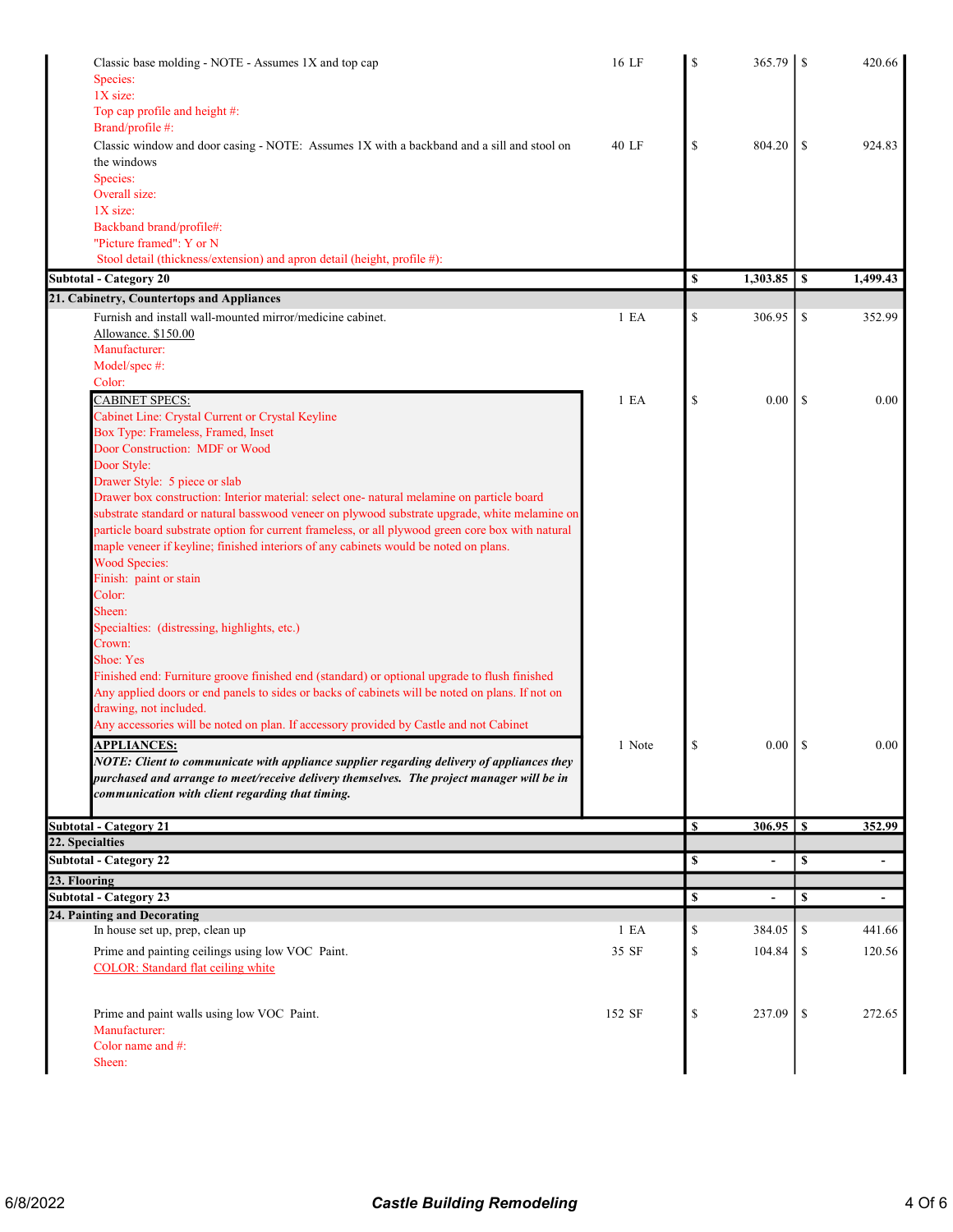| Description | Qty | | Cost | | Price |
|---|---|---|---|---|---|
| Classic base molding - NOTE - Assumes 1X and top cap<br>Species:<br>1X size:<br>Top cap profile and height #:<br>Brand/profile #: | 16 LF | $ | 365.79 | $ | 420.66 |
| Classic window and door casing - NOTE: Assumes 1X with a backband and a sill and stool on the windows<br>Species:<br>Overall size:<br>1X size:<br>Backband brand/profile#:<br>"Picture framed": Y or N<br>Stool detail (thickness/extension) and apron detail (height, profile #): | 40 LF | $ | 804.20 | $ | 924.83 |
| **Subtotal - Category 20** | | **$** | **1,303.85** | **$** | **1,499.43** |
| **21. Cabinetry, Countertops and Appliances** | | | | | |
| Furnish and install wall-mounted mirror/medicine cabinet.<br>Allowance. $150.00<br>Manufacturer:<br>Model/spec #:<br>Color: | 1 EA | $ | 306.95 | $ | 352.99 |
| CABINET SPECS:<br>Cabinet Line: Crystal Current or Crystal Keyline<br>Box Type: Frameless, Framed, Inset<br>Door Construction: MDF or Wood<br>Door Style:<br>Drawer Style: 5 piece or slab<br>Drawer box construction: Interior material: select one- natural melamine on particle board substrate standard or natural basswood veneer on plywood substrate upgrade, white melamine on particle board substrate option for current frameless, or all plywood green core box with natural maple veneer if keyline; finished interiors of any cabinets would be noted on plans.<br>Wood Species:<br>Finish: paint or stain<br>Color:<br>Sheen:<br>Specialties: (distressing, highlights, etc.)<br>Crown:<br>Shoe: Yes<br>Finished end: Furniture groove finished end (standard) or optional upgrade to flush finished<br>Any applied doors or end panels to sides or backs of cabinets will be noted on plans. If not on drawing, not included.<br>Any accessories will be noted on plan. If accessory provided by Castle and not Cabinet | 1 EA | $ | 0.00 | $ | 0.00 |
| **APPLIANCES:**<br>***NOTE: Client to communicate with appliance supplier regarding delivery of appliances they purchased and arrange to meet/receive delivery themselves. The project manager will be in communication with client regarding that timing.*** | 1 Note | $ | 0.00 | $ | 0.00 |
| **Subtotal - Category 21** | | **$** | **306.95** | **$** | **352.99** |
| **22. Specialties** | | | | | |
| **Subtotal - Category 22** | | **$** | **-** | **$** | **-** |
| **23. Flooring** | | | | | |
| **Subtotal - Category 23** | | **$** | **-** | **$** | **-** |
| **24. Painting and Decorating** | | | | | |
| In house set up, prep, clean up | 1 EA | $ | 384.05 | $ | 441.66 |
| Prime and painting ceilings using low VOC Paint.<br>COLOR: Standard flat ceiling white | 35 SF | $ | 104.84 | $ | 120.56 |
| Prime and paint walls using low VOC Paint.<br>Manufacturer:<br>Color name and #:<br>Sheen: | 152 SF | $ | 237.09 | $ | 272.65 |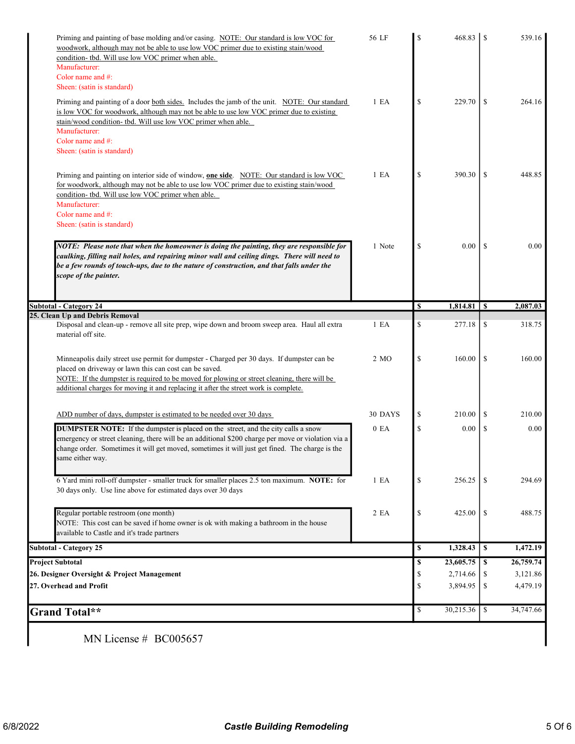| Description | Qty | Cost | Price |
| --- | --- | --- | --- |
| Priming and painting of base molding and/or casing. NOTE: Our standard is low VOC for woodwork, although may not be able to use low VOC primer due to existing stain/wood condition- tbd. Will use low VOC primer when able.<br>Manufacturer:<br>Color name and #:<br>Sheen: (satin is standard) | 56 LF | $ 468.83 | $ 539.16 |
| Priming and painting of a door both sides. Includes the jamb of the unit. NOTE: Our standard is low VOC for woodwork, although may not be able to use low VOC primer due to existing stain/wood condition- tbd. Will use low VOC primer when able.<br>Manufacturer:<br>Color name and #:<br>Sheen: (satin is standard) | 1 EA | $ 229.70 | $ 264.16 |
| Priming and painting on interior side of window, **one side**. NOTE: Our standard is low VOC for woodwork, although may not be able to use low VOC primer due to existing stain/wood condition- tbd. Will use low VOC primer when able.<br>Manufacturer:<br>Color name and #:<br>Sheen: (satin is standard) | 1 EA | $ 390.30 | $ 448.85 |
| ***NOTE: Please note that when the homeowner is doing the painting, they are responsible for caulking, filling nail holes, and repairing minor wall and ceiling dings. There will need to be a few rounds of touch-ups, due to the nature of construction, and that falls under the scope of the painter.*** | 1 Note | $ 0.00 | $ 0.00 |
| **Subtotal - Category 24** | | **$ 1,814.81** | **$ 2,087.03** |
| **25. Clean Up and Debris Removal** | | | |
| Disposal and clean-up - remove all site prep, wipe down and broom sweep area. Haul all extra material off site. | 1 EA | $ 277.18 | $ 318.75 |
| Minneapolis daily street use permit for dumpster - Charged per 30 days. If dumpster can be placed on driveway or lawn this can cost can be saved.<br>NOTE: If the dumpster is required to be moved for plowing or street cleaning, there will be additional charges for moving it and replacing it after the street work is complete. | 2 MO | $ 160.00 | $ 160.00 |
| ADD number of days, dumpster is estimated to be needed over 30 days | 30 DAYS | $ 210.00 | $ 210.00 |
| **DUMPSTER NOTE:** If the dumpster is placed on the street, and the city calls a snow emergency or street cleaning, there will be an additional $200 charge per move or violation via a change order. Sometimes it will get moved, sometimes it will just get fined. The charge is the same either way. | 0 EA | $ 0.00 | $ 0.00 |
| 6 Yard mini roll-off dumpster - smaller truck for smaller places 2.5 ton maximum. **NOTE:** for 30 days only. Use line above for estimated days over 30 days | 1 EA | $ 256.25 | $ 294.69 |
| Regular portable restroom (one month)<br>NOTE: This cost can be saved if home owner is ok with making a bathroom in the house available to Castle and it's trade partners | 2 EA | $ 425.00 | $ 488.75 |
| **Subtotal - Category 25** | | **$ 1,328.43** | **$ 1,472.19** |
| **Project Subtotal** | | **$ 23,605.75** | **$ 26,759.74** |
| **26. Designer Oversight & Project Management** | | $ 2,714.66 | $ 3,121.86 |
| **27. Overhead and Profit** | | $ 3,894.95 | $ 4,479.19 |
| **Grand Total\*\*** | | $ 30,215.36 | $ 34,747.66 |

MN License # BC005657

6/8/2022 Castle Building Remodeling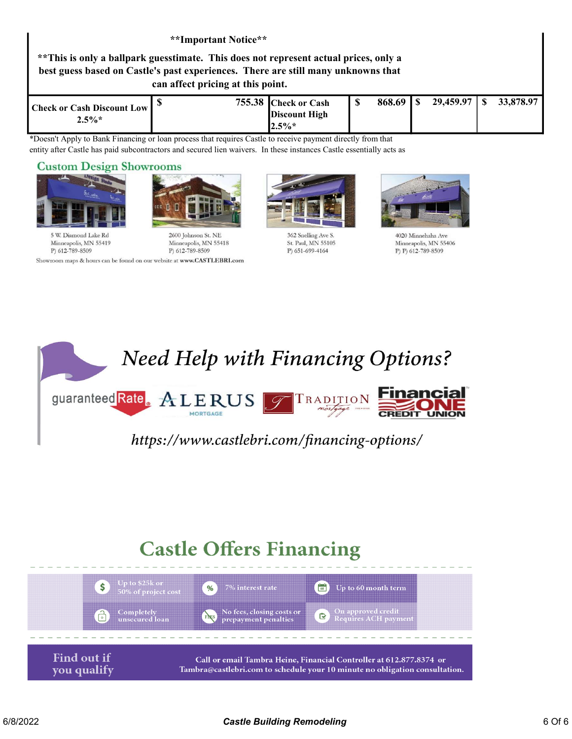**Important Notice**

**This is only a ballpark guesstimate. This does not represent actual prices, only a best guess based on Castle's past experiences. There still many unknowns that can affect pricing at this point.**

| | | | | | |
|---|---|---|---|---|---|
| **Check or Cash Discount Low 2.5%*** | **$ 755.38** | **Check or Cash Discount High 2.5%*** | **$ 868.69** | **$ 29,459.97** | **$ 33,878.97** |

*Doesn't Apply to Bank Financing or loan process that requires Castle to receive payment directly from that entity after Castle has paid subcontractors and secured lien waivers. In these instances Castle essentially acts as

## Custom Design Showrooms

5 W. Diamond Lake Rd
Minneapolis, MN 55419
P) 612-789-8509

2600 Johnson St. NE
Minneapolis, MN 55418
P) 612-789-8509

362 Snelling Ave S.
St. Paul, MN 55105
P) 651-699-4164

4020 Minnehaha Ave
Minneapolis, MN 55406
P) P) 612-789-8509

Showroom maps & hours can be found on our website at **www.CASTLEBRI.com**

## *Need Help with Financing Options?*

guaranteed Rate · ALERUS MORTGAGE · TRADITION mortgage · Financial ONE CREDIT UNION

*https://www.castlebri.com/financing-options/*

## Castle Offers Financing

- Up to $25k or 50% of project cost
- 7% interest rate
- Up to 60 month term
- Completely unsecured loan
- No fees, closing costs or prepayment penalties
- On approved credit Requires ACH payment

**Find out if you qualify**

Call or email Tambra Heine, Financial Controller at 612.877.8374 or Tambra@castlebri.com to schedule your 10 minute no obligation consultation.